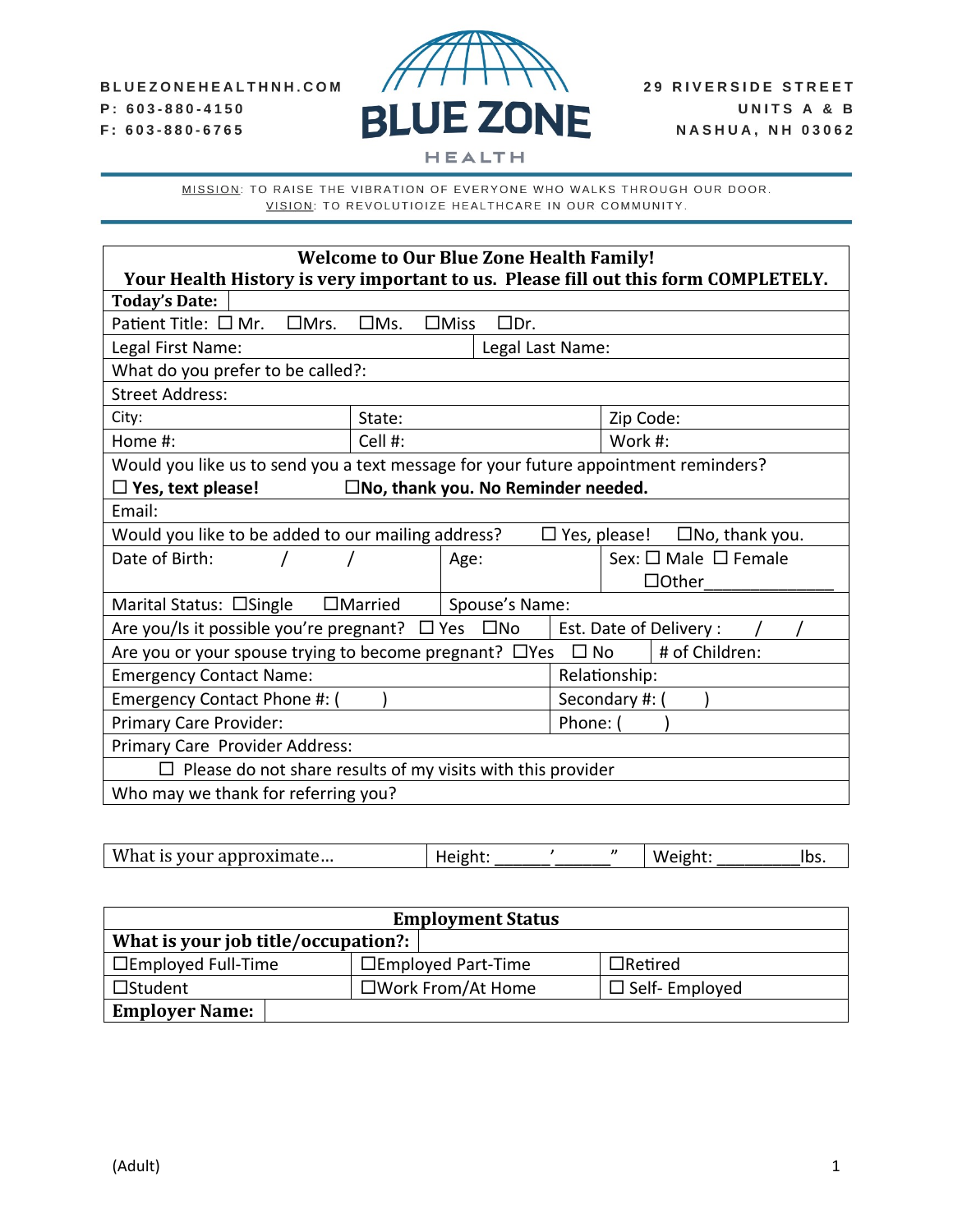BLUEZONEHEALTHNH.COM
P: 603-880-4150
F: 603-880-6765

# BLUE ZONE HEALTH

29 RIVERSIDE STREET
UNITS A & B
NASHUA, NH 03062

MISSION: TO RAISE THE VIBRATION OF EVERYONE WHO WALKS THROUGH OUR DOOR.
VISION: TO REVOLUTIOIZE HEALTHCARE IN OUR COMMUNITY.

| **Welcome to Our Blue Zone Health Family! Your Health History is very important to us. Please fill out this form COMPLETELY.** | | |
|---|---|---|
| **Today's Date:** | | |
| Patient Title: ☐ Mr. ☐Mrs. ☐Ms. ☐Miss ☐Dr. | | |
| Legal First Name: | Legal Last Name: | |
| What do you prefer to be called?: | | |
| Street Address: | | |
| City: | State: | Zip Code: |
| Home #: | Cell #: | Work #: |
| Would you like us to send you a text message for your future appointment reminders? ☐ **Yes, text please!** ☐**No, thank you. No Reminder needed.** | | |
| Email: | | |
| Would you like to be added to our mailing address? ☐ Yes, please! ☐No, thank you. | | |
| Date of Birth: / / | Age: | Sex: ☐ Male ☐ Female ☐Other_______________ |
| Marital Status: ☐Single ☐Married | Spouse's Name: | |
| Are you/Is it possible you're pregnant? ☐ Yes ☐No | Est. Date of Delivery : / / | |
| Are you or your spouse trying to become pregnant? ☐Yes ☐ No | # of Children: | |
| Emergency Contact Name: | Relationship: | |
| Emergency Contact Phone #: ( ) | Secondary #: ( ) | |
| Primary Care Provider: | Phone: ( ) | |
| Primary Care Provider Address: | | |
| ☐ Please do not share results of my visits with this provider | | |
| Who may we thank for referring you? | | |

| What is your approximate… | Height: ______'______" | Weight: _________lbs. |
|---|---|---|

| **Employment Status** | | |
|---|---|---|
| **What is your job title/occupation?:** | | |
| ☐Employed Full-Time | ☐Employed Part-Time | ☐Retired |
| ☐Student | ☐Work From/At Home | ☐ Self- Employed |
| **Employer Name:** | | |

(Adult)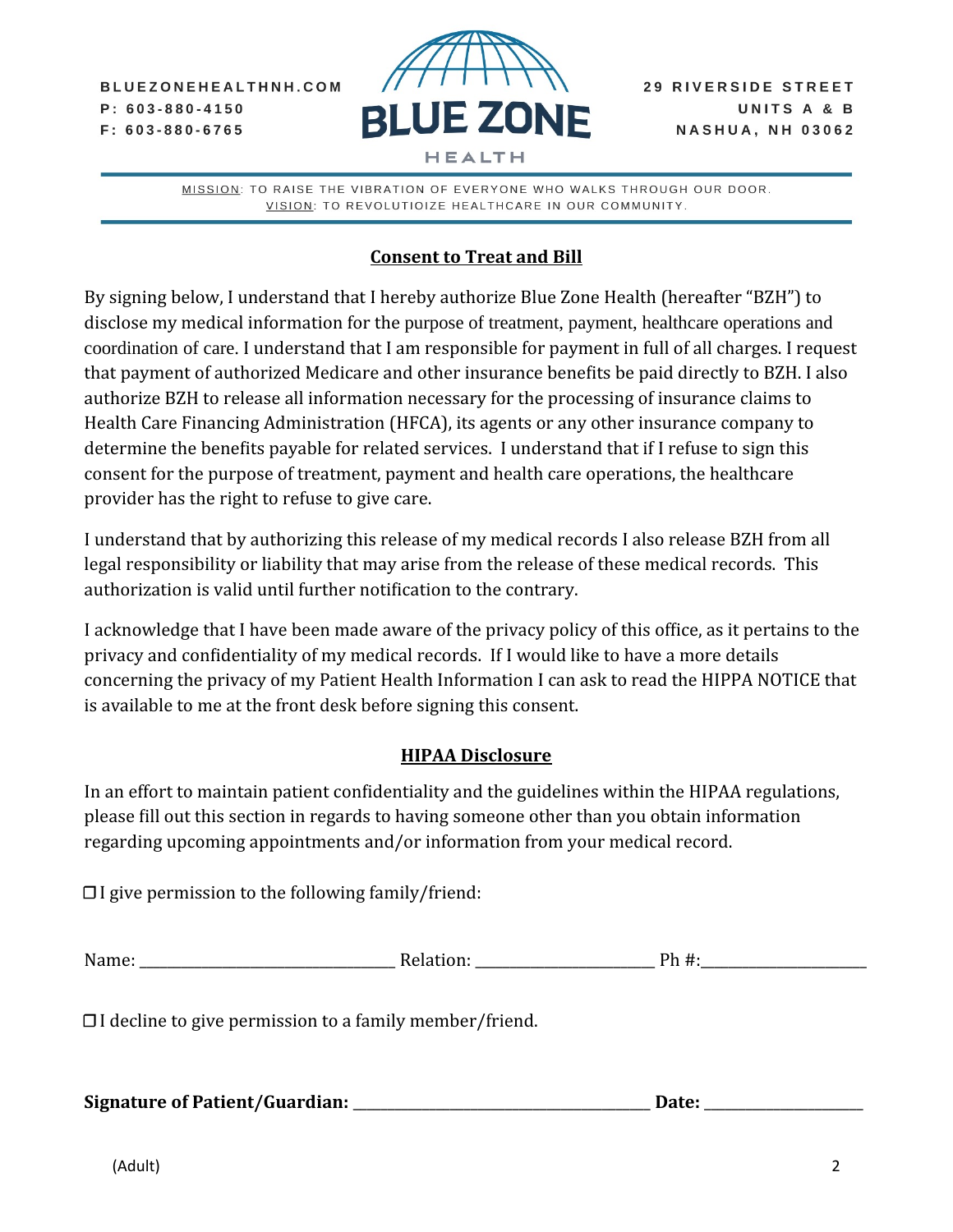BLUEZONEHEALTHNH.COM
P: 603-880-4150
F: 603-880-6765

BLUE ZONE HEALTH

29 RIVERSIDE STREET
UNITS A & B
NASHUA, NH 03062

MISSION: TO RAISE THE VIBRATION OF EVERYONE WHO WALKS THROUGH OUR DOOR.
VISION: TO REVOLUTIOIZE HEALTHCARE IN OUR COMMUNITY.

## Consent to Treat and Bill

By signing below, I understand that I hereby authorize Blue Zone Health (hereafter "BZH") to disclose my medical information for the purpose of treatment, payment, healthcare operations and coordination of care. I understand that I am responsible for payment in full of all charges. I request that payment of authorized Medicare and other insurance benefits be paid directly to BZH. I also authorize BZH to release all information necessary for the processing of insurance claims to Health Care Financing Administration (HFCA), its agents or any other insurance company to determine the benefits payable for related services. I understand that if I refuse to sign this consent for the purpose of treatment, payment and health care operations, the healthcare provider has the right to refuse to give care.

I understand that by authorizing this release of my medical records I also release BZH from all legal responsibility or liability that may arise from the release of these medical records. This authorization is valid until further notification to the contrary.

I acknowledge that I have been made aware of the privacy policy of this office, as it pertains to the privacy and confidentiality of my medical records. If I would like to have a more details concerning the privacy of my Patient Health Information I can ask to read the HIPPA NOTICE that is available to me at the front desk before signing this consent.

## HIPAA Disclosure

In an effort to maintain patient confidentiality and the guidelines within the HIPAA regulations, please fill out this section in regards to having someone other than you obtain information regarding upcoming appointments and/or information from your medical record.

☐ I give permission to the following family/friend:

Name: ______________________________ Relation: ______________________ Ph #:____________________

☐ I decline to give permission to a family member/friend.

**Signature of Patient/Guardian:** ____________________________________ **Date:** ___________________

(Adult)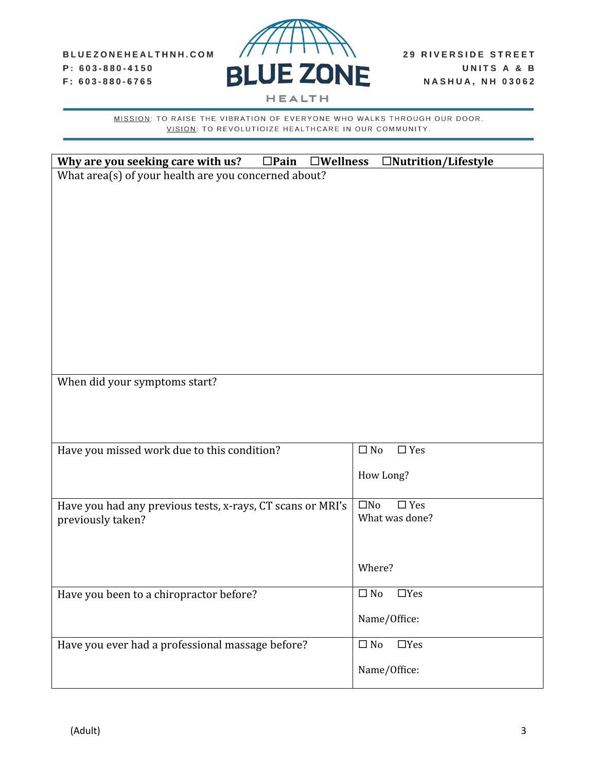BLUEZONEHEALTHNH.COM
P: 603-880-4150
F: 603-880-6765

# BLUE ZONE HEALTH

29 RIVERSIDE STREET
UNITS A & B
NASHUA, NH 03062

MISSION: TO RAISE THE VIBRATION OF EVERYONE WHO WALKS THROUGH OUR DOOR.
VISION: TO REVOLUTIOIZE HEALTHCARE IN OUR COMMUNITY.

| **Why are you seeking care with us?** ☐**Pain** ☐**Wellness** ☐**Nutrition/Lifestyle** | |
|---|---|
| What area(s) of your health are you concerned about? | |
| When did your symptoms start? | |
| Have you missed work due to this condition? | ☐ No ☐ Yes<br>How Long? |
| Have you had any previous tests, x-rays, CT scans or MRI's previously taken? | ☐No ☐ Yes<br>What was done?<br>Where? |
| Have you been to a chiropractor before? | ☐ No ☐Yes<br>Name/Office: |
| Have you ever had a professional massage before? | ☐ No ☐Yes<br>Name/Office: |

(Adult)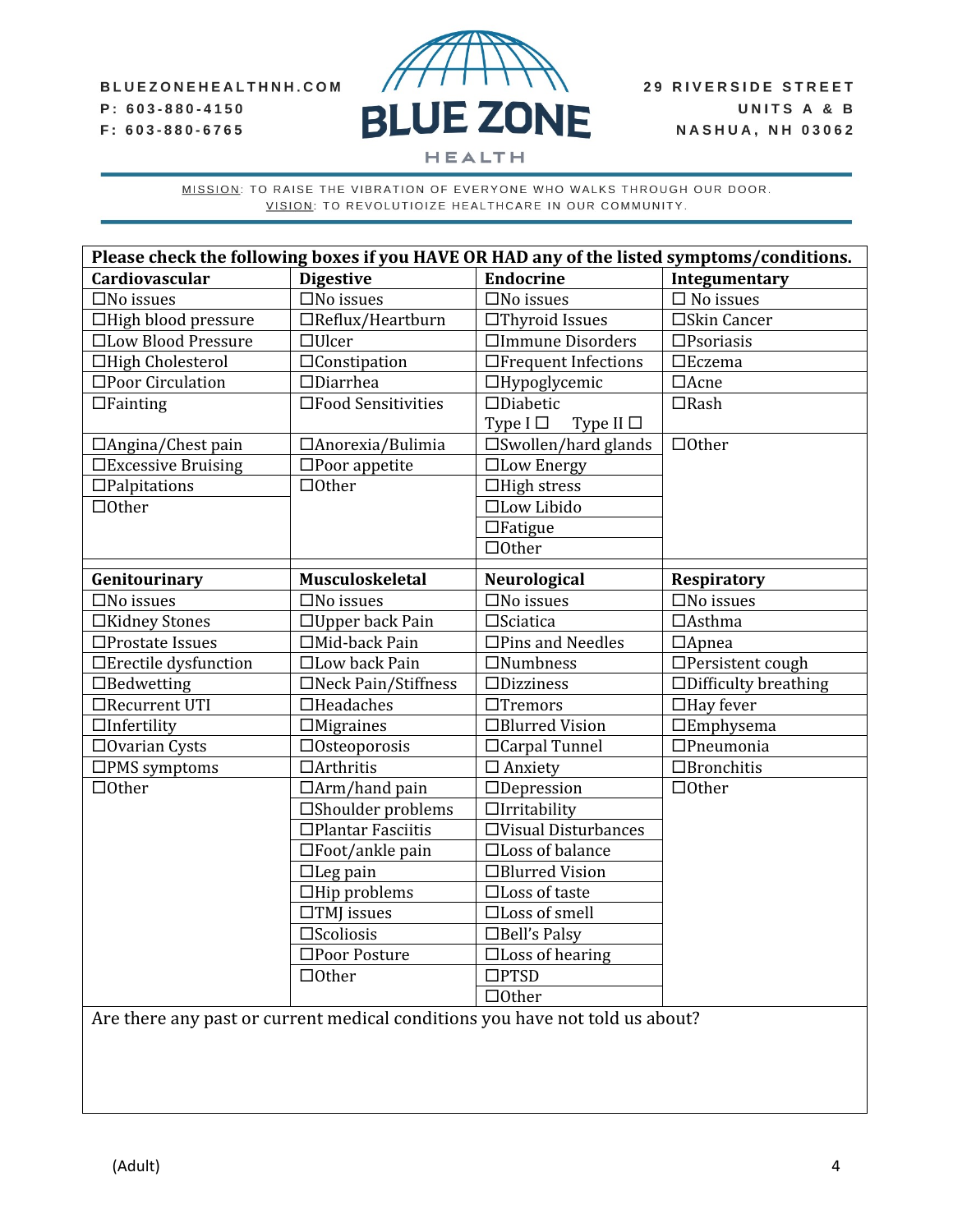BLUEZONEHEALTHNH.COM
P: 603-880-4150
F: 603-880-6765

# BLUE ZONE HEALTH

29 RIVERSIDE STREET
UNITS A & B
NASHUA, NH 03062

MISSION: TO RAISE THE VIBRATION OF EVERYONE WHO WALKS THROUGH OUR DOOR.
VISION: TO REVOLUTIOIZE HEALTHCARE IN OUR COMMUNITY.

**Please check the following boxes if you HAVE OR HAD any of the listed symptoms/conditions.**

| Cardiovascular | Digestive | Endocrine | Integumentary |
|---|---|---|---|
| ☐No issues | ☐No issues | ☐No issues | ☐ No issues |
| ☐High blood pressure | ☐Reflux/Heartburn | ☐Thyroid Issues | ☐Skin Cancer |
| ☐Low Blood Pressure | ☐Ulcer | ☐Immune Disorders | ☐Psoriasis |
| ☐High Cholesterol | ☐Constipation | ☐Frequent Infections | ☐Eczema |
| ☐Poor Circulation | ☐Diarrhea | ☐Hypoglycemic | ☐Acne |
| ☐Fainting | ☐Food Sensitivities | ☐Diabetic Type I ☐ Type II ☐ | ☐Rash |
| ☐Angina/Chest pain | ☐Anorexia/Bulimia | ☐Swollen/hard glands | ☐Other |
| ☐Excessive Bruising | ☐Poor appetite | ☐Low Energy | |
| ☐Palpitations | ☐Other | ☐High stress | |
| ☐Other | | ☐Low Libido | |
| | | ☐Fatigue | |
| | | ☐Other | |

| Genitourinary | Musculoskeletal | Neurological | Respiratory |
|---|---|---|---|
| ☐No issues | ☐No issues | ☐No issues | ☐No issues |
| ☐Kidney Stones | ☐Upper back Pain | ☐Sciatica | ☐Asthma |
| ☐Prostate Issues | ☐Mid-back Pain | ☐Pins and Needles | ☐Apnea |
| ☐Erectile dysfunction | ☐Low back Pain | ☐Numbness | ☐Persistent cough |
| ☐Bedwetting | ☐Neck Pain/Stiffness | ☐Dizziness | ☐Difficulty breathing |
| ☐Recurrent UTI | ☐Headaches | ☐Tremors | ☐Hay fever |
| ☐Infertility | ☐Migraines | ☐Blurred Vision | ☐Emphysema |
| ☐Ovarian Cysts | ☐Osteoporosis | ☐Carpal Tunnel | ☐Pneumonia |
| ☐PMS symptoms | ☐Arthritis | ☐ Anxiety | ☐Bronchitis |
| ☐Other | ☐Arm/hand pain | ☐Depression | ☐Other |
| | ☐Shoulder problems | ☐Irritability | |
| | ☐Plantar Fasciitis | ☐Visual Disturbances | |
| | ☐Foot/ankle pain | ☐Loss of balance | |
| | ☐Leg pain | ☐Blurred Vision | |
| | ☐Hip problems | ☐Loss of taste | |
| | ☐TMJ issues | ☐Loss of smell | |
| | ☐Scoliosis | ☐Bell's Palsy | |
| | ☐Poor Posture | ☐Loss of hearing | |
| | ☐Other | ☐PTSD | |
| | | ☐Other | |

Are there any past or current medical conditions you have not told us about?

(Adult)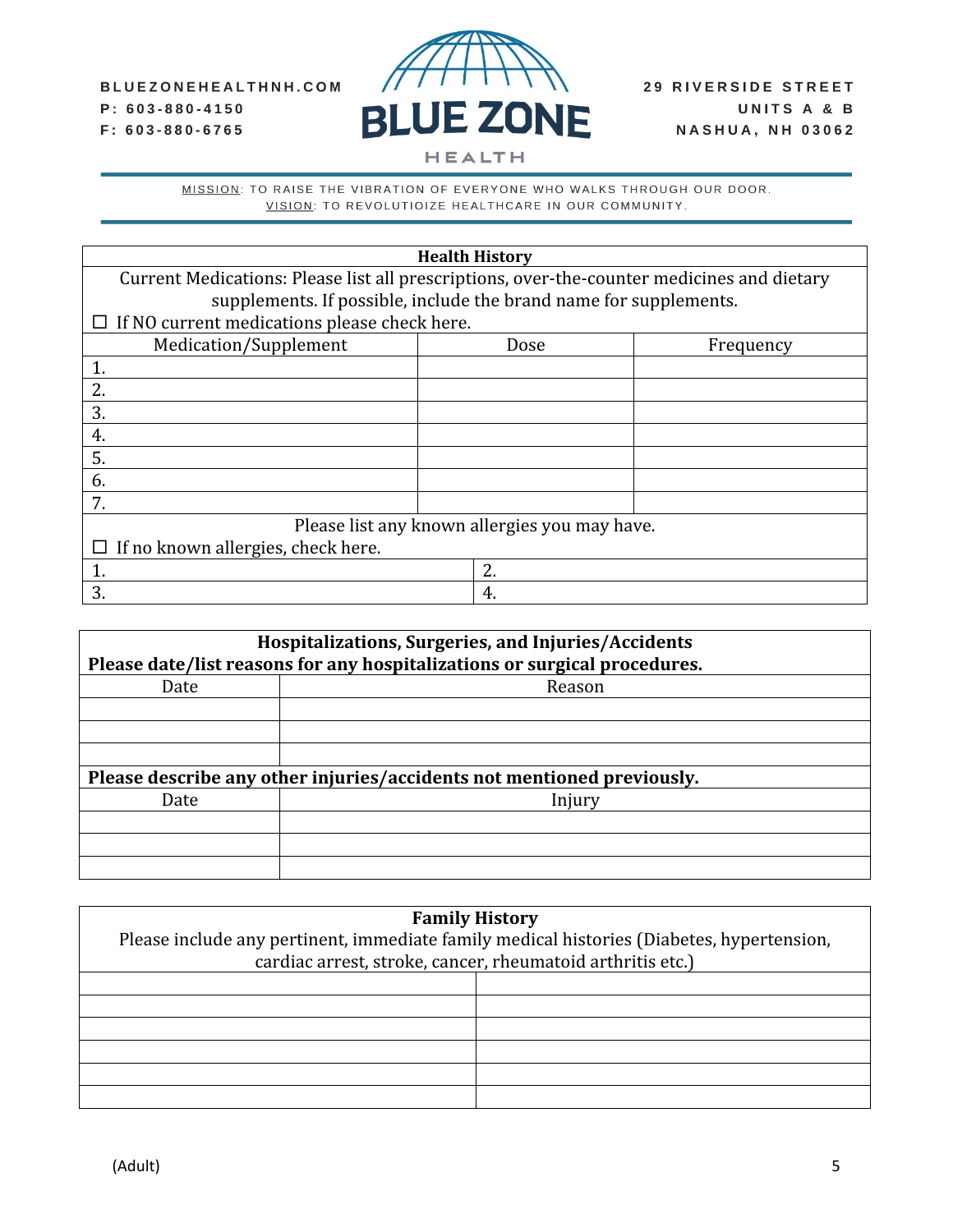BLUEZONEHEALTHNH.COM
P: 603-880-4150
F: 603-880-6765

**BLUE ZONE HEALTH**

29 RIVERSIDE STREET
UNITS A & B
NASHUA, NH 03062

MISSION: TO RAISE THE VIBRATION OF EVERYONE WHO WALKS THROUGH OUR DOOR.
VISION: TO REVOLUTIOIZE HEALTHCARE IN OUR COMMUNITY.

## Health History

Current Medications: Please list all prescriptions, over-the-counter medicines and dietary supplements. If possible, include the brand name for supplements.

☐ If NO current medications please check here.

| Medication/Supplement | Dose | Frequency |
|---|---|---|
| 1. | | |
| 2. | | |
| 3. | | |
| 4. | | |
| 5. | | |
| 6. | | |
| 7. | | |

Please list any known allergies you may have.

☐ If no known allergies, check here.

| | |
|---|---|
| 1. | 2. |
| 3. | 4. |

## Hospitalizations, Surgeries, and Injuries/Accidents

**Please date/list reasons for any hospitalizations or surgical procedures.**

| Date | Reason |
|---|---|
| | |
| | |
| | |

**Please describe any other injuries/accidents not mentioned previously.**

| Date | Injury |
|---|---|
| | |
| | |
| | |

## Family History

Please include any pertinent, immediate family medical histories (Diabetes, hypertension, cardiac arrest, stroke, cancer, rheumatoid arthritis etc.)

| | |
|---|---|
| | |
| | |
| | |
| | |
| | |
| | |

(Adult)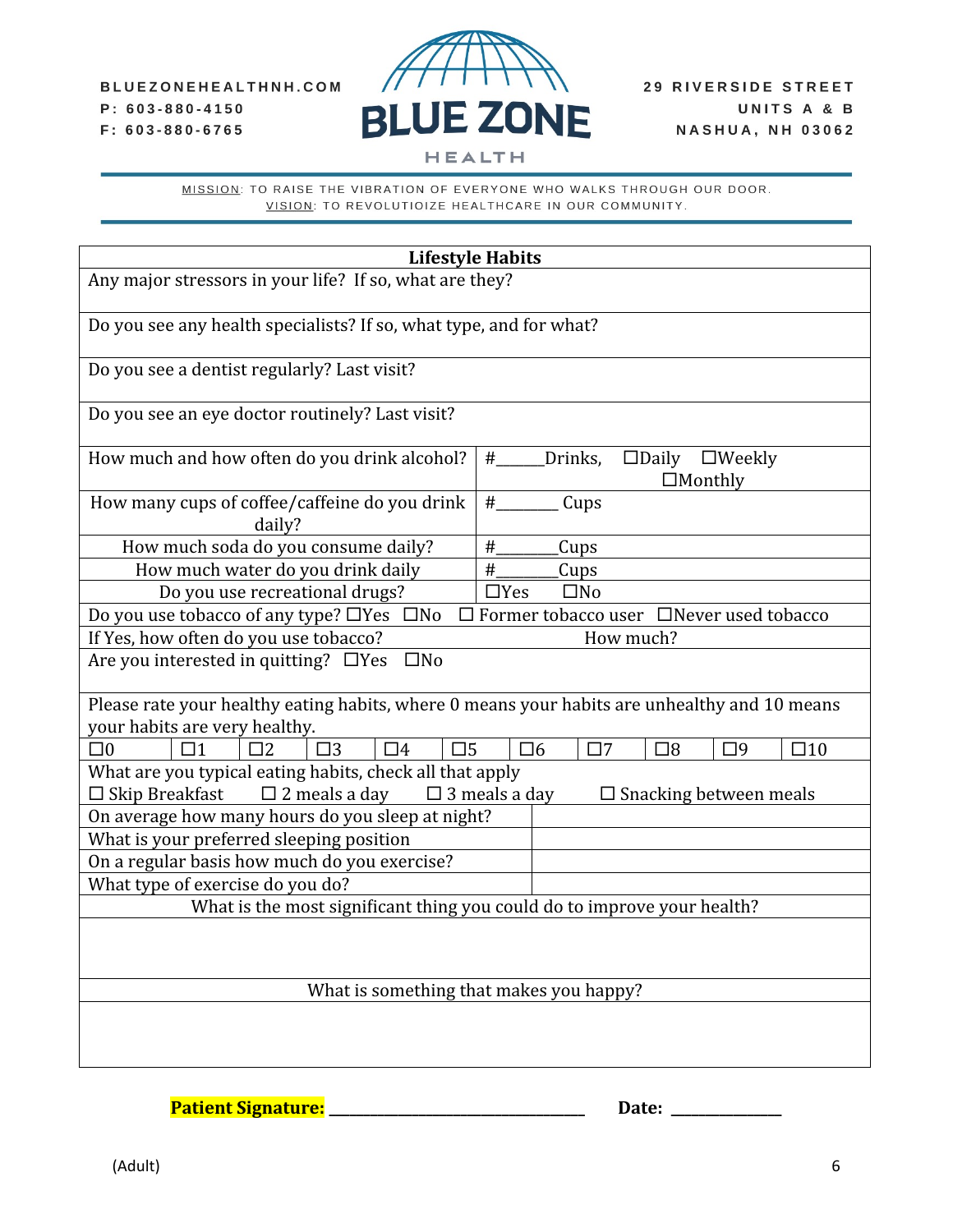BLUEZONEHEALTHNH.COM
P: 603-880-4150
F: 603-880-6765

# BLUE ZONE HEALTH

29 RIVERSIDE STREET
UNITS A & B
NASHUA, NH 03062

MISSION: TO RAISE THE VIBRATION OF EVERYONE WHO WALKS THROUGH OUR DOOR.
VISION: TO REVOLUTIOIZE HEALTHCARE IN OUR COMMUNITY.

## Lifestyle Habits

| | |
|---|---|
| Any major stressors in your life? If so, what are they? | |
| Do you see any health specialists? If so, what type, and for what? | |
| Do you see a dentist regularly? Last visit? | |
| Do you see an eye doctor routinely? Last visit? | |
| How much and how often do you drink alcohol? | #______Drinks, ☐Daily ☐Weekly ☐Monthly |
| How many cups of coffee/caffeine do you drink daily? | #_______ Cups |
| How much soda do you consume daily? | #_______Cups |
| How much water do you drink daily | #_______Cups |
| Do you use recreational drugs? | ☐Yes ☐No |
| Do you use tobacco of any type? ☐Yes ☐No ☐ Former tobacco user ☐Never used tobacco | |
| If Yes, how often do you use tobacco? | How much? |
| Are you interested in quitting? ☐Yes ☐No | |

Please rate your healthy eating habits, where 0 means your habits are unhealthy and 10 means your habits are very healthy.

| | | | | | | | | | | |
|---|---|---|---|---|---|---|---|---|---|---|
| ☐0 | ☐1 | ☐2 | ☐3 | ☐4 | ☐5 | ☐6 | ☐7 | ☐8 | ☐9 | ☐10 |

What are you typical eating habits, check all that apply

☐ Skip Breakfast ☐ 2 meals a day ☐ 3 meals a day ☐ Snacking between meals

| | |
|---|---|
| On average how many hours do you sleep at night? | |
| What is your preferred sleeping position | |
| On a regular basis how much do you exercise? | |
| What type of exercise do you do? | |

What is the most significant thing you could do to improve your health?

What is something that makes you happy?

**Patient Signature:** ______________________________ **Date:** _____________

(Adult)